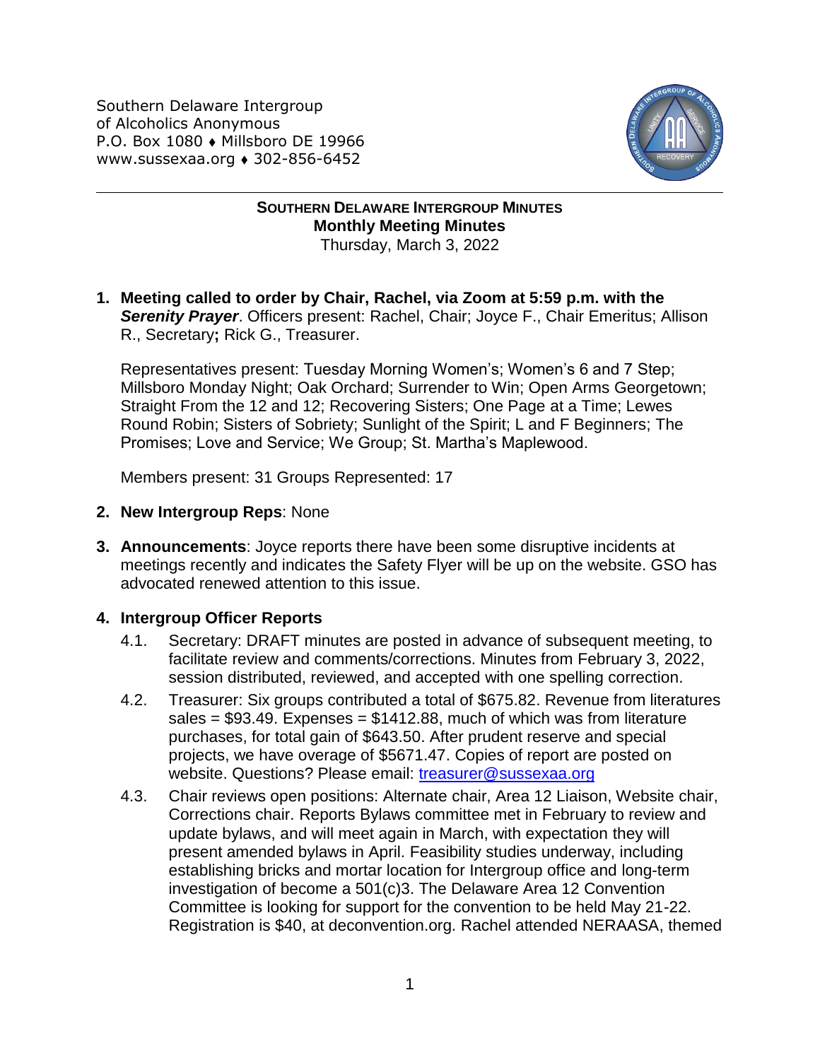Southern Delaware Intergroup
of Alcoholics Anonymous
P.O. Box 1080 ♦ Millsboro DE 19966
www.sussexaa.org ♦ 302-856-6452

---

**SOUTHERN DELAWARE INTERGROUP MINUTES**
**Monthly Meeting Minutes**
Thursday, March 3, 2022

1. **Meeting called to order by Chair, Rachel, via Zoom at 5:59 p.m. with the *Serenity Prayer***. Officers present: Rachel, Chair; Joyce F., Chair Emeritus; Allison R., Secretary**;** Rick G., Treasurer.

   Representatives present: Tuesday Morning Women's; Women's 6 and 7 Step; Millsboro Monday Night; Oak Orchard; Surrender to Win; Open Arms Georgetown; Straight From the 12 and 12; Recovering Sisters; One Page at a Time; Lewes Round Robin; Sisters of Sobriety; Sunlight of the Spirit; L and F Beginners; The Promises; Love and Service; We Group; St. Martha's Maplewood.

   Members present: 31 Groups Represented: 17

2. **New Intergroup Reps**: None

3. **Announcements**: Joyce reports there have been some disruptive incidents at meetings recently and indicates the Safety Flyer will be up on the website. GSO has advocated renewed attention to this issue.

4. **Intergroup Officer Reports**
   - 4.1. Secretary: DRAFT minutes are posted in advance of subsequent meeting, to facilitate review and comments/corrections. Minutes from February 3, 2022, session distributed, reviewed, and accepted with one spelling correction.
   - 4.2. Treasurer: Six groups contributed a total of $675.82. Revenue from literatures sales = $93.49. Expenses = $1412.88, much of which was from literature purchases, for total gain of $643.50. After prudent reserve and special projects, we have overage of $5671.47. Copies of report are posted on website. Questions? Please email: treasurer@sussexaa.org
   - 4.3. Chair reviews open positions: Alternate chair, Area 12 Liaison, Website chair, Corrections chair. Reports Bylaws committee met in February to review and update bylaws, and will meet again in March, with expectation they will present amended bylaws in April. Feasibility studies underway, including establishing bricks and mortar location for Intergroup office and long-term investigation of become a 501(c)3. The Delaware Area 12 Convention Committee is looking for support for the convention to be held May 21-22. Registration is $40, at deconvention.org. Rachel attended NERAASA, themed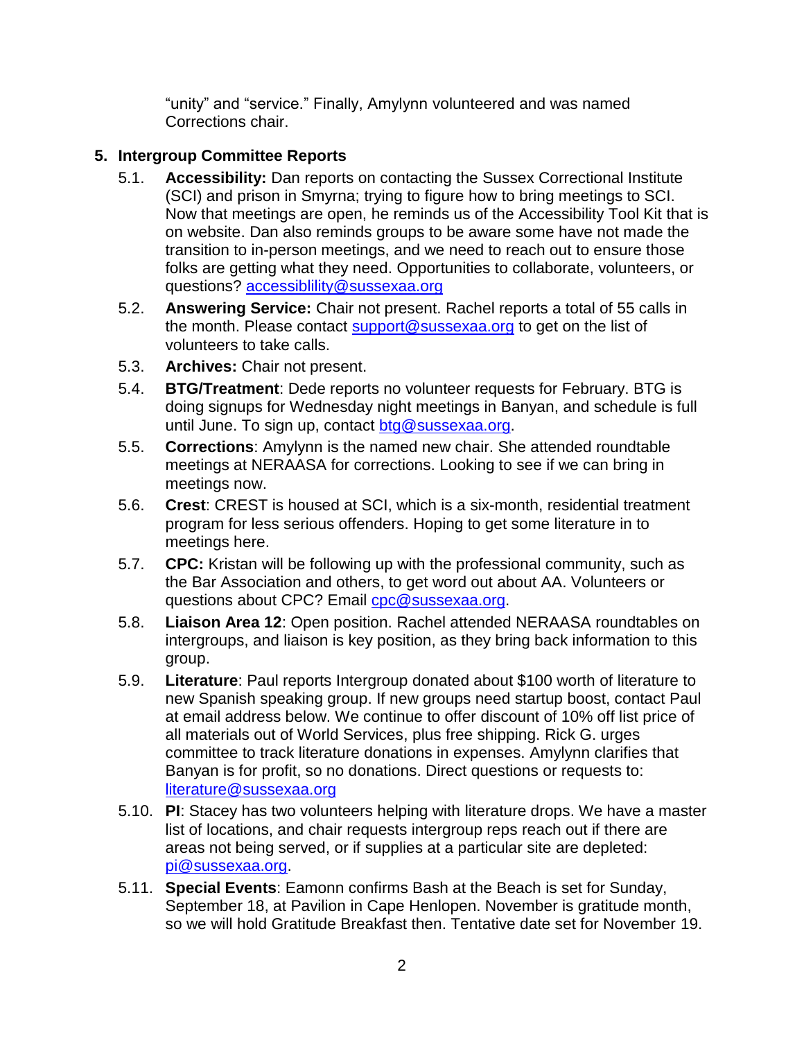"unity" and "service." Finally, Amylynn volunteered and was named Corrections chair.

## 5. Intergroup Committee Reports

5.1. **Accessibility:** Dan reports on contacting the Sussex Correctional Institute (SCI) and prison in Smyrna; trying to figure how to bring meetings to SCI. Now that meetings are open, he reminds us of the Accessibility Tool Kit that is on website. Dan also reminds groups to be aware some have not made the transition to in-person meetings, and we need to reach out to ensure those folks are getting what they need. Opportunities to collaborate, volunteers, or questions? accessiblility@sussexaa.org

5.2. **Answering Service:** Chair not present. Rachel reports a total of 55 calls in the month. Please contact support@sussexaa.org to get on the list of volunteers to take calls.

5.3. **Archives:** Chair not present.

5.4. **BTG/Treatment**: Dede reports no volunteer requests for February. BTG is doing signups for Wednesday night meetings in Banyan, and schedule is full until June. To sign up, contact btg@sussexaa.org.

5.5. **Corrections**: Amylynn is the named new chair. She attended roundtable meetings at NERAASA for corrections. Looking to see if we can bring in meetings now.

5.6. **Crest**: CREST is housed at SCI, which is a six-month, residential treatment program for less serious offenders. Hoping to get some literature in to meetings here.

5.7. **CPC:** Kristan will be following up with the professional community, such as the Bar Association and others, to get word out about AA. Volunteers or questions about CPC? Email cpc@sussexaa.org.

5.8. **Liaison Area 12**: Open position. Rachel attended NERAASA roundtables on intergroups, and liaison is key position, as they bring back information to this group.

5.9. **Literature**: Paul reports Intergroup donated about $100 worth of literature to new Spanish speaking group. If new groups need startup boost, contact Paul at email address below. We continue to offer discount of 10% off list price of all materials out of World Services, plus free shipping. Rick G. urges committee to track literature donations in expenses. Amylynn clarifies that Banyan is for profit, so no donations. Direct questions or requests to: literature@sussexaa.org

5.10. **PI**: Stacey has two volunteers helping with literature drops. We have a master list of locations, and chair requests intergroup reps reach out if there are areas not being served, or if supplies at a particular site are depleted: pi@sussexaa.org.

5.11. **Special Events**: Eamonn confirms Bash at the Beach is set for Sunday, September 18, at Pavilion in Cape Henlopen. November is gratitude month, so we will hold Gratitude Breakfast then. Tentative date set for November 19.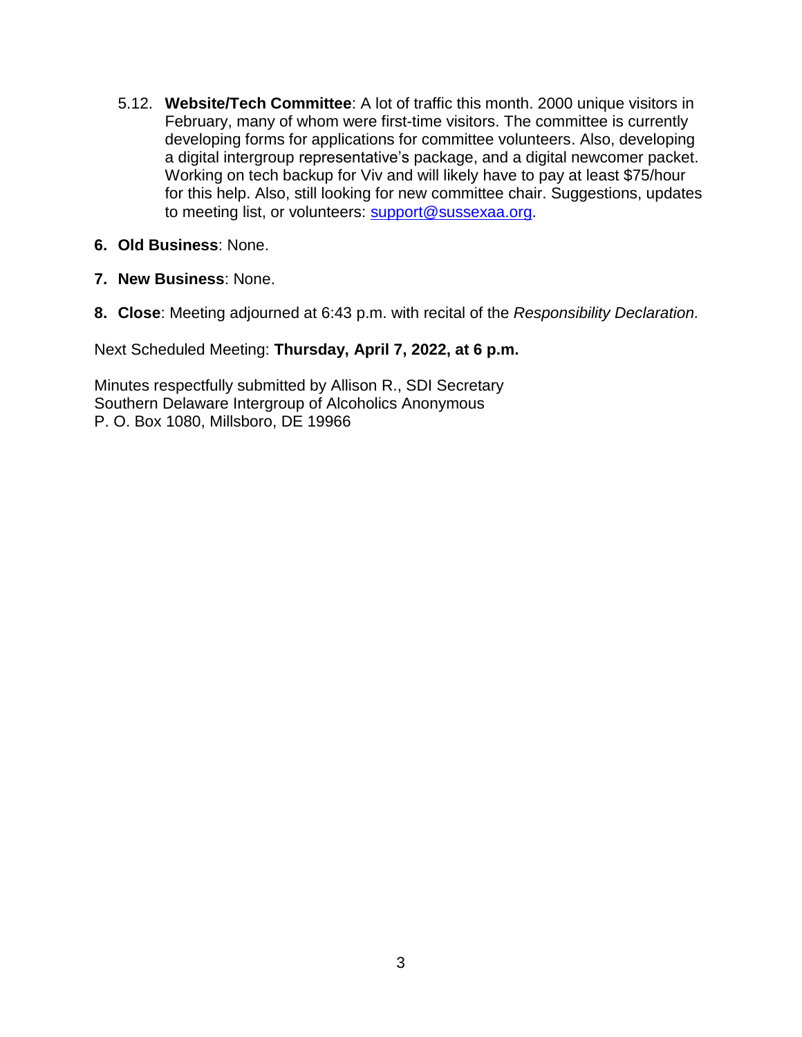5.12. **Website/Tech Committee**: A lot of traffic this month. 2000 unique visitors in February, many of whom were first-time visitors. The committee is currently developing forms for applications for committee volunteers. Also, developing a digital intergroup representative's package, and a digital newcomer packet. Working on tech backup for Viv and will likely have to pay at least $75/hour for this help. Also, still looking for new committee chair. Suggestions, updates to meeting list, or volunteers: support@sussexaa.org.

6. **Old Business**: None.

7. **New Business**: None.

8. **Close**: Meeting adjourned at 6:43 p.m. with recital of the *Responsibility Declaration.*

Next Scheduled Meeting: **Thursday, April 7, 2022, at 6 p.m.**

Minutes respectfully submitted by Allison R., SDI Secretary
Southern Delaware Intergroup of Alcoholics Anonymous
P. O. Box 1080, Millsboro, DE 19966